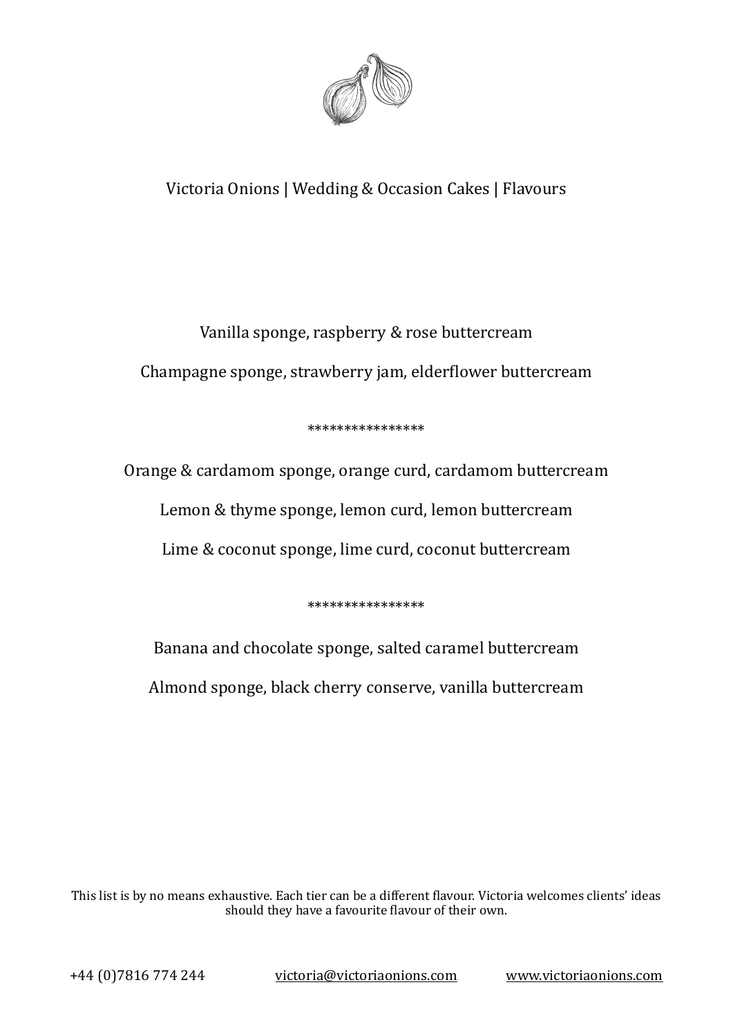# Victoria Onions | Wedding & Occasion Cakes | Flavours

Vanilla sponge, raspberry & rose buttercream

Champagne sponge, strawberry jam, elderflower buttercream

****************

Orange & cardamom sponge, orange curd, cardamom buttercream

Lemon & thyme sponge, lemon curd, lemon buttercream

Lime & coconut sponge, lime curd, coconut buttercream

****************

Banana and chocolate sponge, salted caramel buttercream

Almond sponge, black cherry conserve, vanilla buttercream

This list is by no means exhaustive. Each tier can be a different flavour. Victoria welcomes clients' ideas should they have a favourite flavour of their own.

+44 (0)7816 774 244 | victoria@victoriaonions.com | www.victoriaonions.com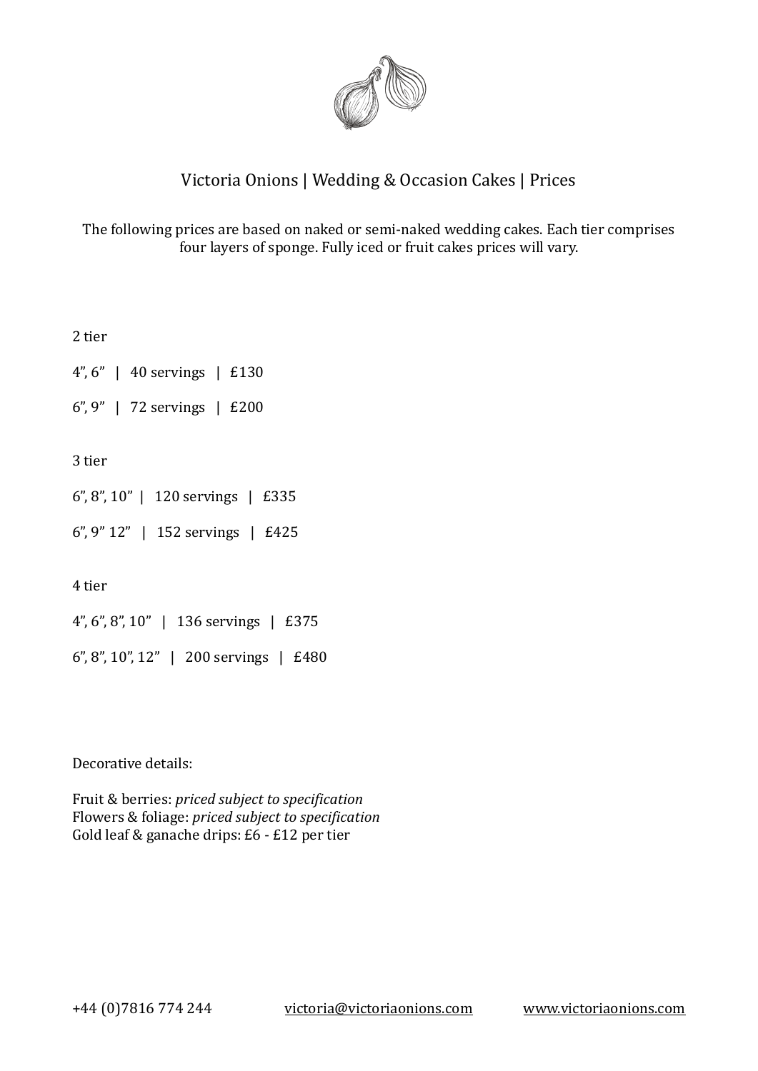# Victoria Onions | Wedding & Occasion Cakes | Prices

The following prices are based on naked or semi-naked wedding cakes. Each tier comprises four layers of sponge. Fully iced or fruit cakes prices will vary.

2 tier

4”, 6”   |   40 servings   |   £130

6”, 9”   |   72 servings   |   £200

3 tier

6”, 8”, 10”  |   120 servings   |   £335

6”, 9” 12”   |   152 servings   |   £425

4 tier

4”, 6”, 8”, 10”   |   136 servings   |   £375

6”, 8”, 10”, 12”   |   200 servings   |   £480

Decorative details:

Fruit & berries: *priced subject to specification*
Flowers & foliage: *priced subject to specification*
Gold leaf & ganache drips: £6 - £12 per tier

+44 (0)7816 774 244   victoria@victoriaonions.com   www.victoriaonions.com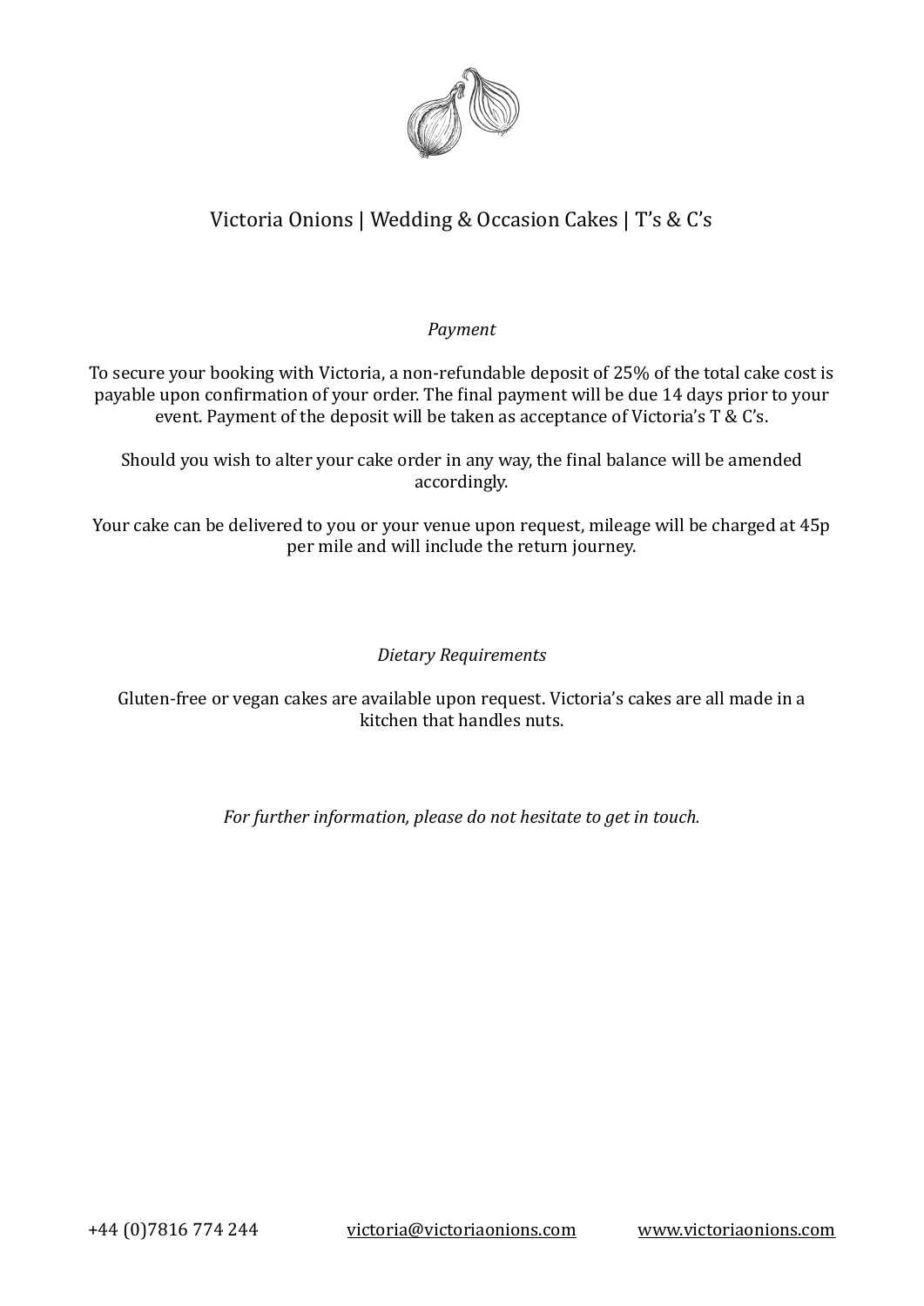# Victoria Onions | Wedding & Occasion Cakes | T's & C's

*Payment*

To secure your booking with Victoria, a non-refundable deposit of 25% of the total cake cost is payable upon confirmation of your order. The final payment will be due 14 days prior to your event. Payment of the deposit will be taken as acceptance of Victoria's T & C's.

Should you wish to alter your cake order in any way, the final balance will be amended accordingly.

Your cake can be delivered to you or your venue upon request, mileage will be charged at 45p per mile and will include the return journey.

*Dietary Requirements*

Gluten-free or vegan cakes are available upon request. Victoria's cakes are all made in a kitchen that handles nuts.

*For further information, please do not hesitate to get in touch.*

+44 (0)7816 774 244 victoria@victoriaonions.com www.victoriaonions.com